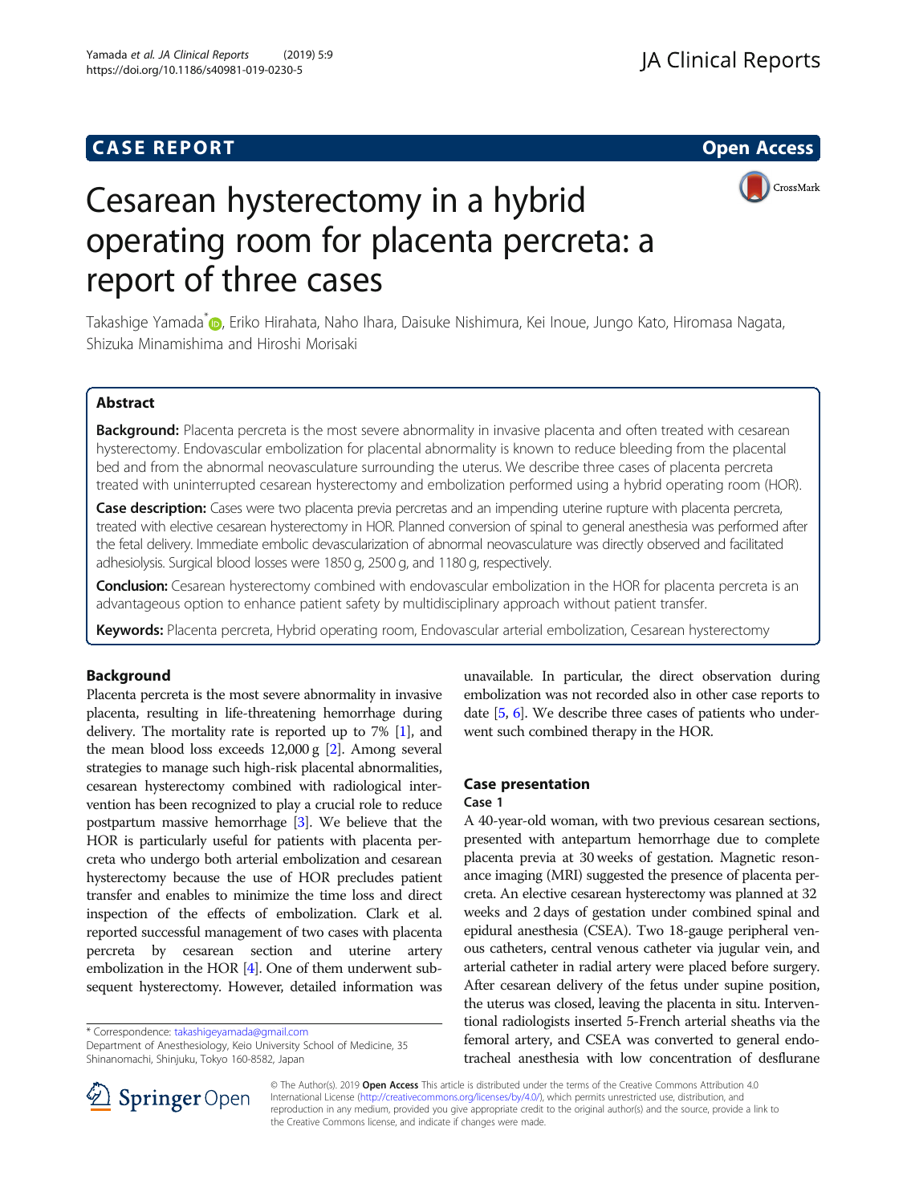CASE REPORT

Open Access

# Cesarean hysterectomy in a hybrid operating room for placenta percreta: a report of three cases

Takashige Yamada*, Eriko Hirahata, Naho Ihara, Daisuke Nishimura, Kei Inoue, Jungo Kato, Hiromasa Nagata, Shizuka Minamishima and Hiroshi Morisaki

## Abstract

**Background:** Placenta percreta is the most severe abnormality in invasive placenta and often treated with cesarean hysterectomy. Endovascular embolization for placental abnormality is known to reduce bleeding from the placental bed and from the abnormal neovasculature surrounding the uterus. We describe three cases of placenta percreta treated with uninterrupted cesarean hysterectomy and embolization performed using a hybrid operating room (HOR).

**Case description:** Cases were two placenta previa percretas and an impending uterine rupture with placenta percreta, treated with elective cesarean hysterectomy in HOR. Planned conversion of spinal to general anesthesia was performed after the fetal delivery. Immediate embolic devascularization of abnormal neovasculature was directly observed and facilitated adhesiolysis. Surgical blood losses were 1850 g, 2500 g, and 1180 g, respectively.

**Conclusion:** Cesarean hysterectomy combined with endovascular embolization in the HOR for placenta percreta is an advantageous option to enhance patient safety by multidisciplinary approach without patient transfer.

**Keywords:** Placenta percreta, Hybrid operating room, Endovascular arterial embolization, Cesarean hysterectomy

## Background

Placenta percreta is the most severe abnormality in invasive placenta, resulting in life-threatening hemorrhage during delivery. The mortality rate is reported up to 7% [1], and the mean blood loss exceeds 12,000 g [2]. Among several strategies to manage such high-risk placental abnormalities, cesarean hysterectomy combined with radiological intervention has been recognized to play a crucial role to reduce postpartum massive hemorrhage [3]. We believe that the HOR is particularly useful for patients with placenta percreta who undergo both arterial embolization and cesarean hysterectomy because the use of HOR precludes patient transfer and enables to minimize the time loss and direct inspection of the effects of embolization. Clark et al. reported successful management of two cases with placenta percreta by cesarean section and uterine artery embolization in the HOR [4]. One of them underwent subsequent hysterectomy. However, detailed information was unavailable. In particular, the direct observation during embolization was not recorded also in other case reports to date [5, 6]. We describe three cases of patients who underwent such combined therapy in the HOR.

## Case presentation

### Case 1

A 40-year-old woman, with two previous cesarean sections, presented with antepartum hemorrhage due to complete placenta previa at 30 weeks of gestation. Magnetic resonance imaging (MRI) suggested the presence of placenta percreta. An elective cesarean hysterectomy was planned at 32 weeks and 2 days of gestation under combined spinal and epidural anesthesia (CSEA). Two 18-gauge peripheral venous catheters, central venous catheter via jugular vein, and arterial catheter in radial artery were placed before surgery. After cesarean delivery of the fetus under supine position, the uterus was closed, leaving the placenta in situ. Interventional radiologists inserted 5-French arterial sheaths via the femoral artery, and CSEA was converted to general endotracheal anesthesia with low concentration of desflurane

\* Correspondence: takashigeyamada@gmail.com
Department of Anesthesiology, Keio University School of Medicine, 35 Shinanomachi, Shinjuku, Tokyo 160-8582, Japan

© The Author(s). 2019 **Open Access** This article is distributed under the terms of the Creative Commons Attribution 4.0 International License (http://creativecommons.org/licenses/by/4.0/), which permits unrestricted use, distribution, and reproduction in any medium, provided you give appropriate credit to the original author(s) and the source, provide a link to the Creative Commons license, and indicate if changes were made.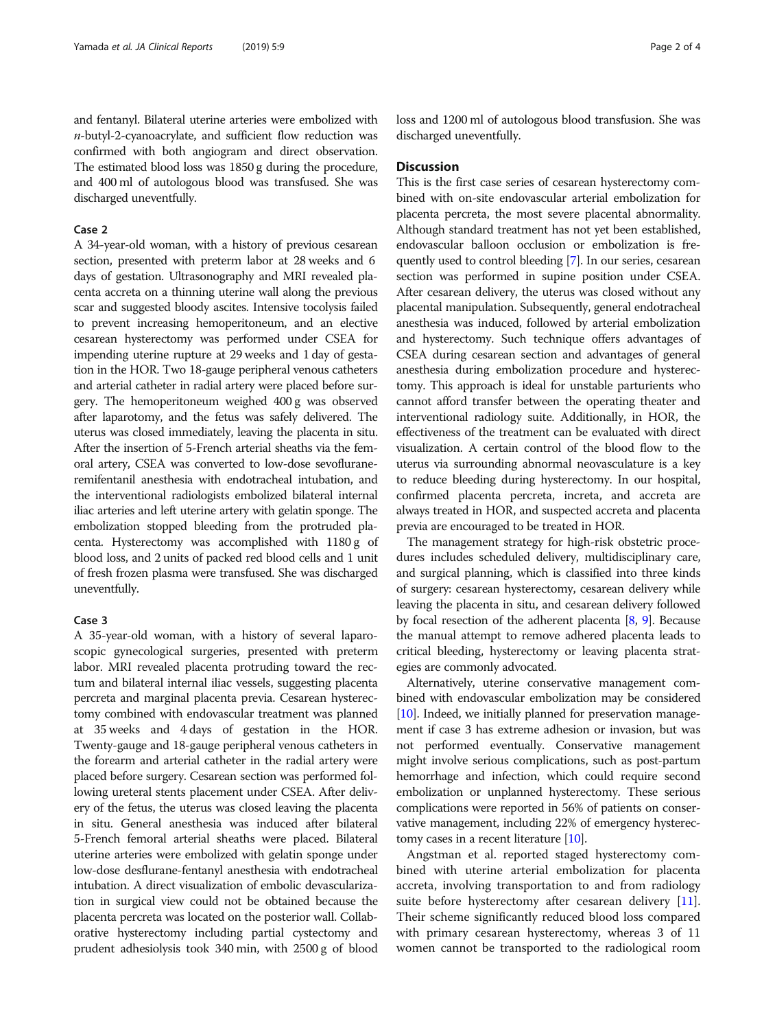and fentanyl. Bilateral uterine arteries were embolized with *n*-butyl-2-cyanoacrylate, and sufficient flow reduction was confirmed with both angiogram and direct observation. The estimated blood loss was 1850 g during the procedure, and 400 ml of autologous blood was transfused. She was discharged uneventfully.

### Case 2

A 34-year-old woman, with a history of previous cesarean section, presented with preterm labor at 28 weeks and 6 days of gestation. Ultrasonography and MRI revealed placenta accreta on a thinning uterine wall along the previous scar and suggested bloody ascites. Intensive tocolysis failed to prevent increasing hemoperitoneum, and an elective cesarean hysterectomy was performed under CSEA for impending uterine rupture at 29 weeks and 1 day of gestation in the HOR. Two 18-gauge peripheral venous catheters and arterial catheter in radial artery were placed before surgery. The hemoperitoneum weighed 400 g was observed after laparotomy, and the fetus was safely delivered. The uterus was closed immediately, leaving the placenta in situ. After the insertion of 5-French arterial sheaths via the femoral artery, CSEA was converted to low-dose sevoflurane-remifentanil anesthesia with endotracheal intubation, and the interventional radiologists embolized bilateral internal iliac arteries and left uterine artery with gelatin sponge. The embolization stopped bleeding from the protruded placenta. Hysterectomy was accomplished with 1180 g of blood loss, and 2 units of packed red blood cells and 1 unit of fresh frozen plasma were transfused. She was discharged uneventfully.

### Case 3

A 35-year-old woman, with a history of several laparoscopic gynecological surgeries, presented with preterm labor. MRI revealed placenta protruding toward the rectum and bilateral internal iliac vessels, suggesting placenta percreta and marginal placenta previa. Cesarean hysterectomy combined with endovascular treatment was planned at 35 weeks and 4 days of gestation in the HOR. Twenty-gauge and 18-gauge peripheral venous catheters in the forearm and arterial catheter in the radial artery were placed before surgery. Cesarean section was performed following ureteral stents placement under CSEA. After delivery of the fetus, the uterus was closed leaving the placenta in situ. General anesthesia was induced after bilateral 5-French femoral arterial sheaths were placed. Bilateral uterine arteries were embolized with gelatin sponge under low-dose desflurane-fentanyl anesthesia with endotracheal intubation. A direct visualization of embolic devascularization in surgical view could not be obtained because the placenta percreta was located on the posterior wall. Collaborative hysterectomy including partial cystectomy and prudent adhesiolysis took 340 min, with 2500 g of blood loss and 1200 ml of autologous blood transfusion. She was discharged uneventfully.

## Discussion

This is the first case series of cesarean hysterectomy combined with on-site endovascular arterial embolization for placenta percreta, the most severe placental abnormality. Although standard treatment has not yet been established, endovascular balloon occlusion or embolization is frequently used to control bleeding [7]. In our series, cesarean section was performed in supine position under CSEA. After cesarean delivery, the uterus was closed without any placental manipulation. Subsequently, general endotracheal anesthesia was induced, followed by arterial embolization and hysterectomy. Such technique offers advantages of CSEA during cesarean section and advantages of general anesthesia during embolization procedure and hysterectomy. This approach is ideal for unstable parturients who cannot afford transfer between the operating theater and interventional radiology suite. Additionally, in HOR, the effectiveness of the treatment can be evaluated with direct visualization. A certain control of the blood flow to the uterus via surrounding abnormal neovasculature is a key to reduce bleeding during hysterectomy. In our hospital, confirmed placenta percreta, increta, and accreta are always treated in HOR, and suspected accreta and placenta previa are encouraged to be treated in HOR.

The management strategy for high-risk obstetric procedures includes scheduled delivery, multidisciplinary care, and surgical planning, which is classified into three kinds of surgery: cesarean hysterectomy, cesarean delivery while leaving the placenta in situ, and cesarean delivery followed by focal resection of the adherent placenta [8, 9]. Because the manual attempt to remove adhered placenta leads to critical bleeding, hysterectomy or leaving placenta strategies are commonly advocated.

Alternatively, uterine conservative management combined with endovascular embolization may be considered [10]. Indeed, we initially planned for preservation management if case 3 has extreme adhesion or invasion, but was not performed eventually. Conservative management might involve serious complications, such as post-partum hemorrhage and infection, which could require second embolization or unplanned hysterectomy. These serious complications were reported in 56% of patients on conservative management, including 22% of emergency hysterectomy cases in a recent literature [10].

Angstman et al. reported staged hysterectomy combined with uterine arterial embolization for placenta accreta, involving transportation to and from radiology suite before hysterectomy after cesarean delivery [11]. Their scheme significantly reduced blood loss compared with primary cesarean hysterectomy, whereas 3 of 11 women cannot be transported to the radiological room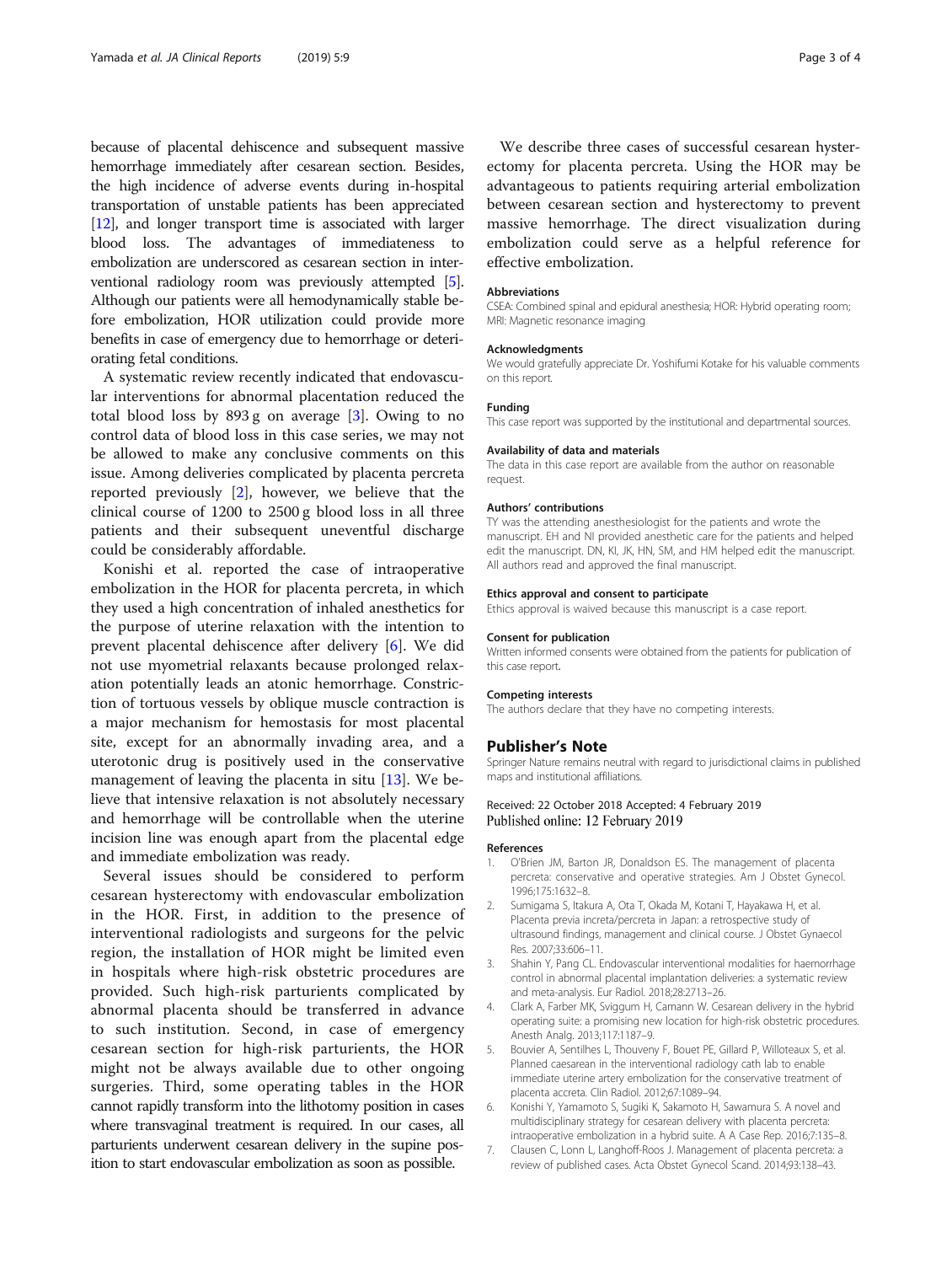because of placental dehiscence and subsequent massive hemorrhage immediately after cesarean section. Besides, the high incidence of adverse events during in-hospital transportation of unstable patients has been appreciated [12], and longer transport time is associated with larger blood loss. The advantages of immediateness to embolization are underscored as cesarean section in interventional radiology room was previously attempted [5]. Although our patients were all hemodynamically stable before embolization, HOR utilization could provide more benefits in case of emergency due to hemorrhage or deteriorating fetal conditions.

A systematic review recently indicated that endovascular interventions for abnormal placentation reduced the total blood loss by 893 g on average [3]. Owing to no control data of blood loss in this case series, we may not be allowed to make any conclusive comments on this issue. Among deliveries complicated by placenta percreta reported previously [2], however, we believe that the clinical course of 1200 to 2500 g blood loss in all three patients and their subsequent uneventful discharge could be considerably affordable.

Konishi et al. reported the case of intraoperative embolization in the HOR for placenta percreta, in which they used a high concentration of inhaled anesthetics for the purpose of uterine relaxation with the intention to prevent placental dehiscence after delivery [6]. We did not use myometrial relaxants because prolonged relaxation potentially leads an atonic hemorrhage. Constriction of tortuous vessels by oblique muscle contraction is a major mechanism for hemostasis for most placental site, except for an abnormally invading area, and a uterotonic drug is positively used in the conservative management of leaving the placenta in situ [13]. We believe that intensive relaxation is not absolutely necessary and hemorrhage will be controllable when the uterine incision line was enough apart from the placental edge and immediate embolization was ready.

Several issues should be considered to perform cesarean hysterectomy with endovascular embolization in the HOR. First, in addition to the presence of interventional radiologists and surgeons for the pelvic region, the installation of HOR might be limited even in hospitals where high-risk obstetric procedures are provided. Such high-risk parturients complicated by abnormal placenta should be transferred in advance to such institution. Second, in case of emergency cesarean section for high-risk parturients, the HOR might not be always available due to other ongoing surgeries. Third, some operating tables in the HOR cannot rapidly transform into the lithotomy position in cases where transvaginal treatment is required. In our cases, all parturients underwent cesarean delivery in the supine position to start endovascular embolization as soon as possible.

We describe three cases of successful cesarean hysterectomy for placenta percreta. Using the HOR may be advantageous to patients requiring arterial embolization between cesarean section and hysterectomy to prevent massive hemorrhage. The direct visualization during embolization could serve as a helpful reference for effective embolization.

#### Abbreviations

CSEA: Combined spinal and epidural anesthesia; HOR: Hybrid operating room; MRI: Magnetic resonance imaging

#### Acknowledgments

We would gratefully appreciate Dr. Yoshifumi Kotake for his valuable comments on this report.

#### Funding

This case report was supported by the institutional and departmental sources.

#### Availability of data and materials

The data in this case report are available from the author on reasonable request.

#### Authors' contributions

TY was the attending anesthesiologist for the patients and wrote the manuscript. EH and NI provided anesthetic care for the patients and helped edit the manuscript. DN, KI, JK, HN, SM, and HM helped edit the manuscript. All authors read and approved the final manuscript.

#### Ethics approval and consent to participate

Ethics approval is waived because this manuscript is a case report.

#### Consent for publication

Written informed consents were obtained from the patients for publication of this case report.

#### Competing interests

The authors declare that they have no competing interests.

## Publisher's Note

Springer Nature remains neutral with regard to jurisdictional claims in published maps and institutional affiliations.

Received: 22 October 2018 Accepted: 4 February 2019
Published online: 12 February 2019

#### References

1. O'Brien JM, Barton JR, Donaldson ES. The management of placenta percreta: conservative and operative strategies. Am J Obstet Gynecol. 1996;175:1632–8.
2. Sumigama S, Itakura A, Ota T, Okada M, Kotani T, Hayakawa H, et al. Placenta previa increta/percreta in Japan: a retrospective study of ultrasound findings, management and clinical course. J Obstet Gynaecol Res. 2007;33:606–11.
3. Shahin Y, Pang CL. Endovascular interventional modalities for haemorrhage control in abnormal placental implantation deliveries: a systematic review and meta-analysis. Eur Radiol. 2018;28:2713–26.
4. Clark A, Farber MK, Sviggum H, Camann W. Cesarean delivery in the hybrid operating suite: a promising new location for high-risk obstetric procedures. Anesth Analg. 2013;117:1187–9.
5. Bouvier A, Sentilhes L, Thouveny F, Bouet PE, Gillard P, Willoteaux S, et al. Planned caesarean in the interventional radiology cath lab to enable immediate uterine artery embolization for the conservative treatment of placenta accreta. Clin Radiol. 2012;67:1089–94.
6. Konishi Y, Yamamoto S, Sugiki K, Sakamoto H, Sawamura S. A novel and multidisciplinary strategy for cesarean delivery with placenta percreta: intraoperative embolization in a hybrid suite. A A Case Rep. 2016;7:135–8.
7. Clausen C, Lonn L, Langhoff-Roos J. Management of placenta percreta: a review of published cases. Acta Obstet Gynecol Scand. 2014;93:138–43.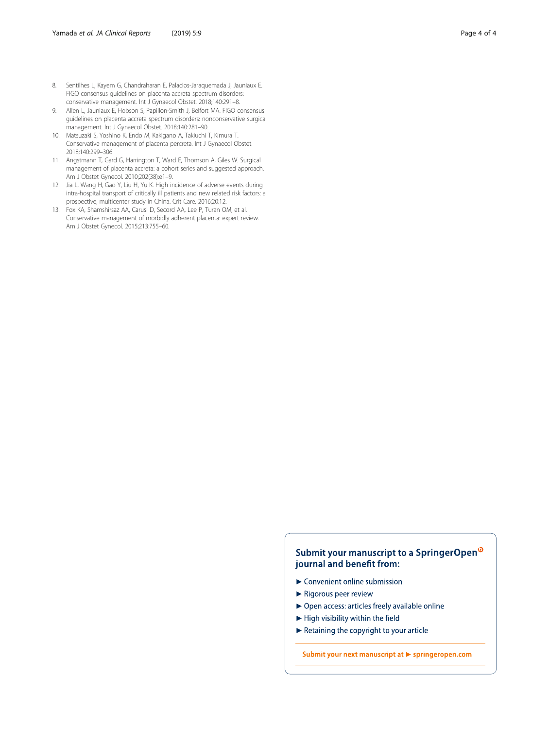8. Sentilhes L, Kayem G, Chandraharan E, Palacios-Jaraquemada J, Jauniaux E. FIGO consensus guidelines on placenta accreta spectrum disorders: conservative management. Int J Gynaecol Obstet. 2018;140:291–8.
9. Allen L, Jauniaux E, Hobson S, Papillon-Smith J, Belfort MA. FIGO consensus guidelines on placenta accreta spectrum disorders: nonconservative surgical management. Int J Gynaecol Obstet. 2018;140:281–90.
10. Matsuzaki S, Yoshino K, Endo M, Kakigano A, Takiuchi T, Kimura T. Conservative management of placenta percreta. Int J Gynaecol Obstet. 2018;140:299–306.
11. Angstmann T, Gard G, Harrington T, Ward E, Thomson A, Giles W. Surgical management of placenta accreta: a cohort series and suggested approach. Am J Obstet Gynecol. 2010;202(38):e1–9.
12. Jia L, Wang H, Gao Y, Liu H, Yu K. High incidence of adverse events during intra-hospital transport of critically ill patients and new related risk factors: a prospective, multicenter study in China. Crit Care. 2016;20:12.
13. Fox KA, Shamshirsaz AA, Carusi D, Secord AA, Lee P, Turan OM, et al. Conservative management of morbidly adherent placenta: expert review. Am J Obstet Gynecol. 2015;213:755–60.

**Submit your manuscript to a SpringerOpen journal and benefit from:**

- ► Convenient online submission
- ► Rigorous peer review
- ► Open access: articles freely available online
- ► High visibility within the field
- ► Retaining the copyright to your article

**Submit your next manuscript at ► springeropen.com**